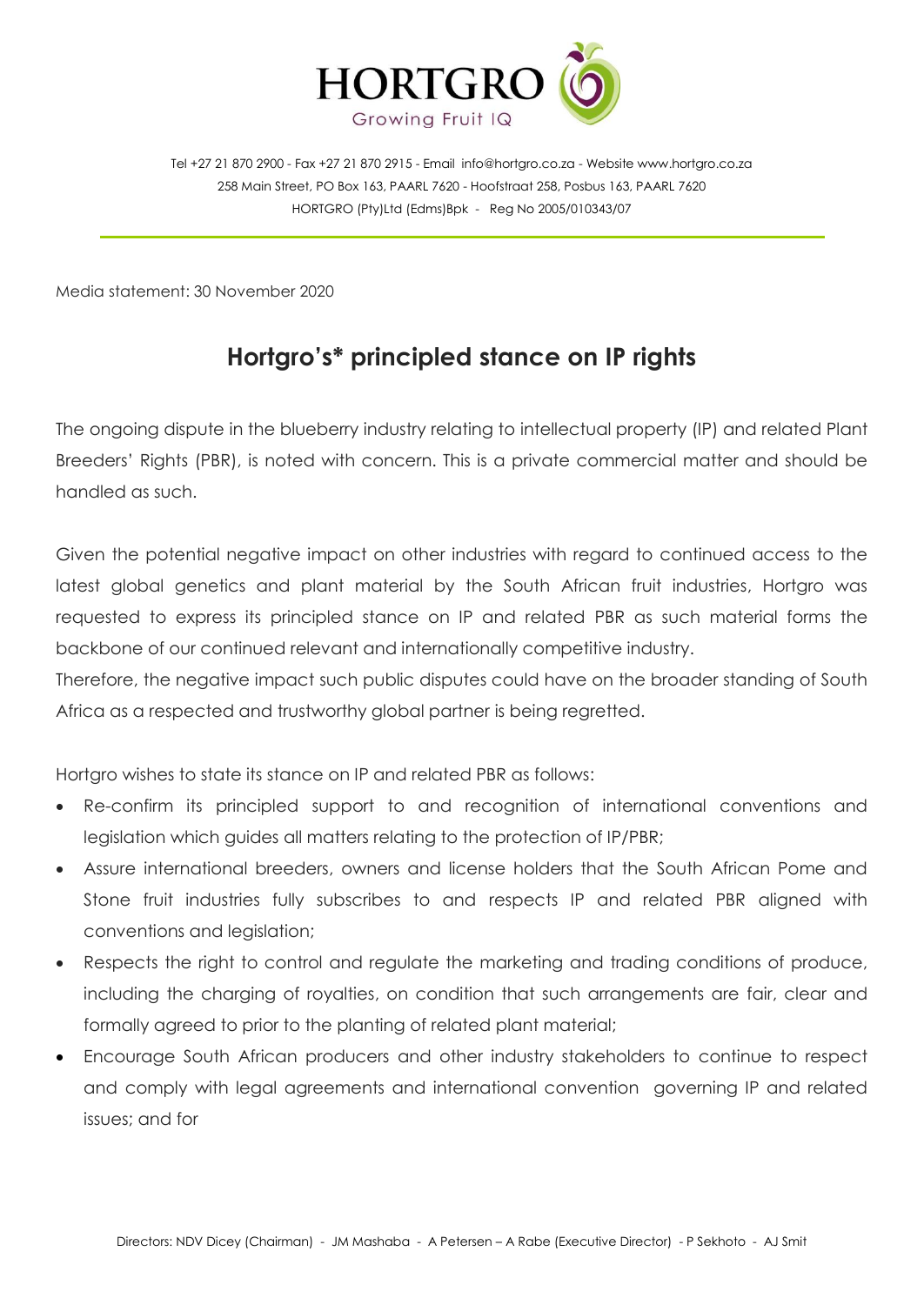HORTGRO
Growing Fruit IQ

Tel +27 21 870 2900 - Fax +27 21 870 2915 - Email info@hortgro.co.za - Website www.hortgro.co.za
258 Main Street, PO Box 163, PAARL 7620 - Hoofstraat 258, Posbus 163, PAARL 7620
HORTGRO (Pty)Ltd (Edms)Bpk - Reg No 2005/010343/07

Media statement: 30 November 2020

# Hortgro's* principled stance on IP rights

The ongoing dispute in the blueberry industry relating to intellectual property (IP) and related Plant Breeders' Rights (PBR), is noted with concern. This is a private commercial matter and should be handled as such.

Given the potential negative impact on other industries with regard to continued access to the latest global genetics and plant material by the South African fruit industries, Hortgro was requested to express its principled stance on IP and related PBR as such material forms the backbone of our continued relevant and internationally competitive industry.
Therefore, the negative impact such public disputes could have on the broader standing of South Africa as a respected and trustworthy global partner is being regretted.

Hortgro wishes to state its stance on IP and related PBR as follows:

- Re-confirm its principled support to and recognition of international conventions and legislation which guides all matters relating to the protection of IP/PBR;
- Assure international breeders, owners and license holders that the South African Pome and Stone fruit industries fully subscribes to and respects IP and related PBR aligned with conventions and legislation;
- Respects the right to control and regulate the marketing and trading conditions of produce, including the charging of royalties, on condition that such arrangements are fair, clear and formally agreed to prior to the planting of related plant material;
- Encourage South African producers and other industry stakeholders to continue to respect and comply with legal agreements and international convention governing IP and related issues; and for

Directors: NDV Dicey (Chairman) - JM Mashaba - A Petersen – A Rabe (Executive Director) - P Sekhoto - AJ Smit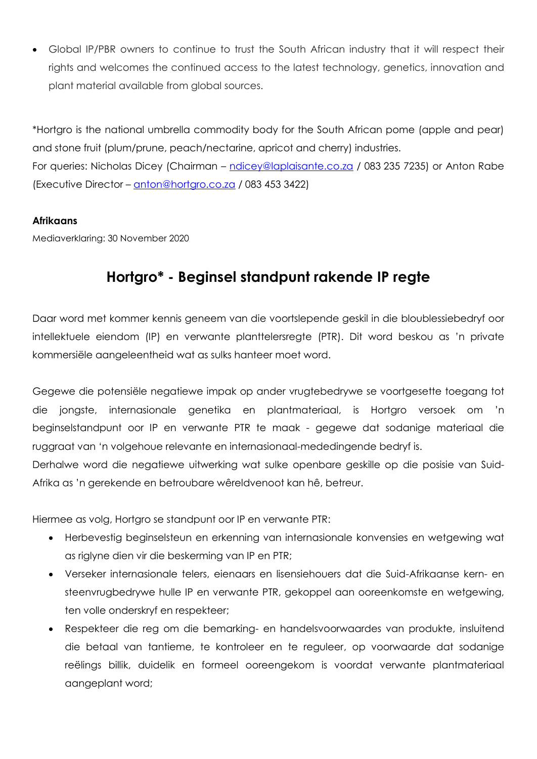- Global IP/PBR owners to continue to trust the South African industry that it will respect their rights and welcomes the continued access to the latest technology, genetics, innovation and plant material available from global sources.

*Hortgro is the national umbrella commodity body for the South African pome (apple and pear) and stone fruit (plum/prune, peach/nectarine, apricot and cherry) industries.
For queries: Nicholas Dicey (Chairman – ndicey@laplaisante.co.za / 083 235 7235) or Anton Rabe (Executive Director – anton@hortgro.co.za / 083 453 3422)

**Afrikaans**

Mediaverklaring: 30 November 2020

## Hortgro* - Beginsel standpunt rakende IP regte

Daar word met kommer kennis geneem van die voortslepende geskil in die bloublessiebedryf oor intellektuele eiendom (IP) en verwante planttelersregte (PTR). Dit word beskou as 'n private kommersiële aangeleentheid wat as sulks hanteer moet word.

Gegewe die potensiële negatiewe impak op ander vrugtebedrywe se voortgesette toegang tot die jongste, internasionale genetika en plantmateriaal, is Hortgro versoek om 'n beginselstandpunt oor IP en verwante PTR te maak - gegewe dat sodanige materiaal die ruggraat van 'n volgehoue relevante en internasionaal-mededingende bedryf is.
Derhalwe word die negatiewe uitwerking wat sulke openbare geskille op die posisie van Suid-Afrika as 'n gerekende en betroubare wêreldvenoot kan hê, betreur.

Hiermee as volg, Hortgro se standpunt oor IP en verwante PTR:

- Herbevestig beginselsteun en erkenning van internasionale konvensies en wetgewing wat as riglyne dien vir die beskerming van IP en PTR;
- Verseker internasionale telers, eienaars en lisensiehouers dat die Suid-Afrikaanse kern- en steenvrugbedrywe hulle IP en verwante PTR, gekoppel aan ooreenkomste en wetgewing, ten volle onderskryf en respekteer;
- Respekteer die reg om die bemarking- en handelsvoorwaardes van produkte, insluitend die betaal van tantieme, te kontroleer en te reguleer, op voorwaarde dat sodanige reëlings billik, duidelik en formeel ooreengekom is voordat verwante plantmateriaal aangeplant word;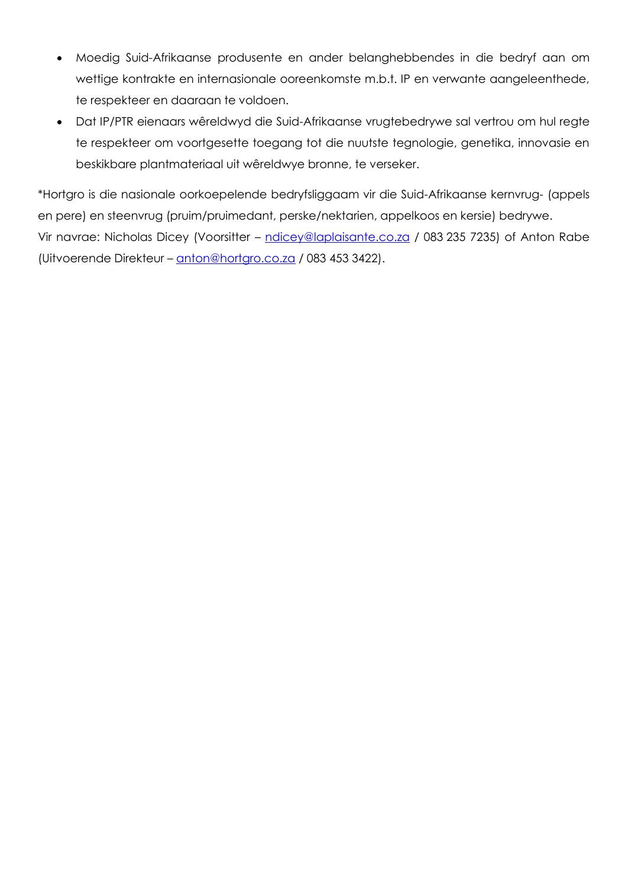- Moedig Suid-Afrikaanse produsente en ander belanghebbendes in die bedryf aan om wettige kontrakte en internasionale ooreenkomste m.b.t. IP en verwante aangeleenthede, te respekteer en daaraan te voldoen.
- Dat IP/PTR eienaars wêreldwyd die Suid-Afrikaanse vrugtebedrywe sal vertrou om hul regte te respekteer om voortgesette toegang tot die nuutste tegnologie, genetika, innovasie en beskikbare plantmateriaal uit wêreldwye bronne, te verseker.

*Hortgro is die nasionale oorkoepelende bedryfsliggaam vir die Suid-Afrikaanse kernvrug- (appels en pere) en steenvrug (pruim/pruimedant, perske/nektarien, appelkoos en kersie) bedrywe.
Vir navrae: Nicholas Dicey (Voorsitter – ndicey@laplaisante.co.za / 083 235 7235) of Anton Rabe (Uitvoerende Direkteur – anton@hortgro.co.za / 083 453 3422).